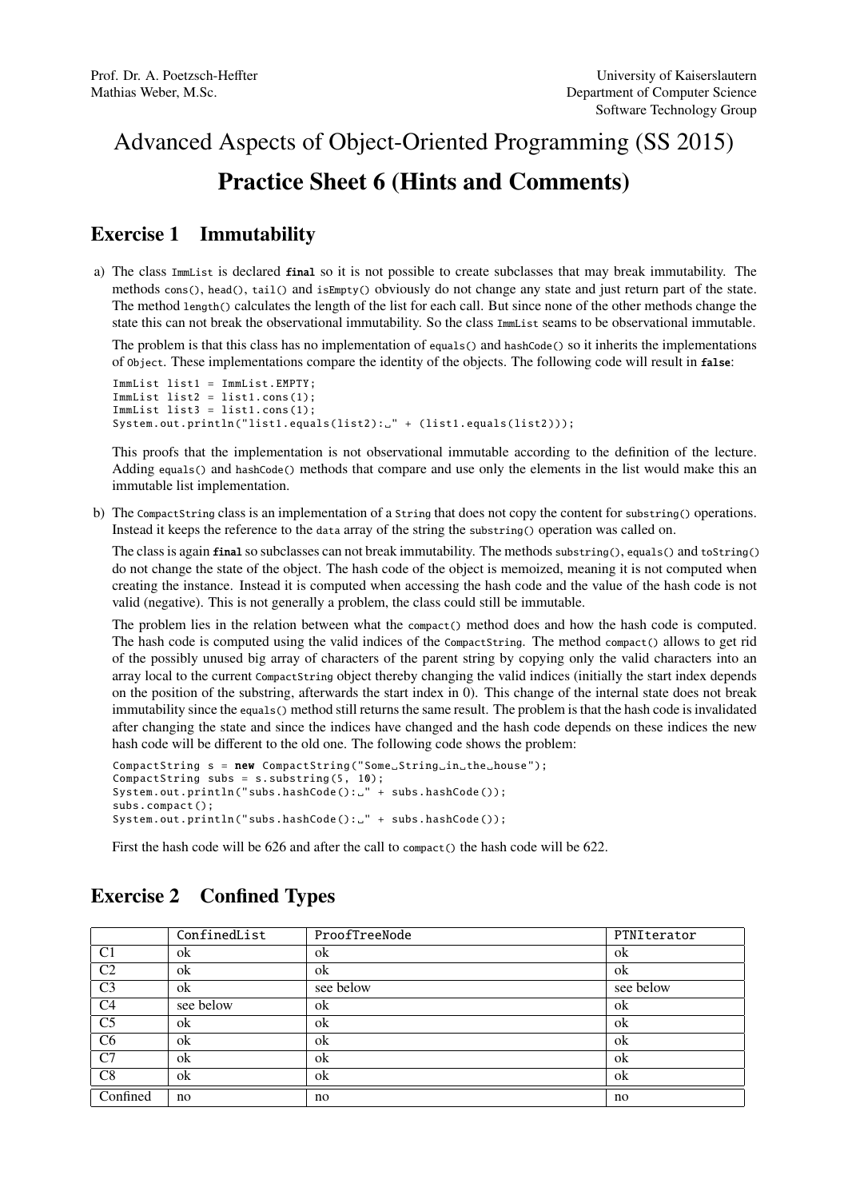Prof. Dr. A. Poetzsch-Heffter
Mathias Weber, M.Sc.

University of Kaiserslautern
Department of Computer Science
Software Technology Group

# Advanced Aspects of Object-Oriented Programming (SS 2015)

# Practice Sheet 6 (Hints and Comments)

## Exercise 1 Immutability

a) The class `ImmList` is declared **final** so it is not possible to create subclasses that may break immutability. The methods `cons()`, `head()`, `tail()` and `isEmpty()` obviously do not change any state and just return part of the state. The method `length()` calculates the length of the list for each call. But since none of the other methods change the state this can not break the observational immutability. So the class `ImmList` seams to be observational immutable.

   The problem is that this class has no implementation of `equals()` and `hashCode()` so it inherits the implementations of `Object`. These implementations compare the identity of the objects. The following code will result in **false**:

```
ImmList list1 = ImmList.EMPTY;
ImmList list2 = list1.cons(1);
ImmList list3 = list1.cons(1);
System.out.println("list1.equals(list2): " + (list1.equals(list2)));
```

   This proofs that the implementation is not observational immutable according to the definition of the lecture. Adding `equals()` and `hashCode()` methods that compare and use only the elements in the list would make this an immutable list implementation.

b) The `CompactString` class is an implementation of a `String` that does not copy the content for `substring()` operations. Instead it keeps the reference to the `data` array of the string the `substring()` operation was called on.

   The class is again **final** so subclasses can not break immutability. The methods `substring()`, `equals()` and `toString()` do not change the state of the object. The hash code of the object is memoized, meaning it is not computed when creating the instance. Instead it is computed when accessing the hash code and the value of the hash code is not valid (negative). This is not generally a problem, the class could still be immutable.

   The problem lies in the relation between what the `compact()` method does and how the hash code is computed. The hash code is computed using the valid indices of the `CompactString`. The method `compact()` allows to get rid of the possibly unused big array of characters of the parent string by copying only the valid characters into an array local to the current `CompactString` object thereby changing the valid indices (initially the start index depends on the position of the substring, afterwards the start index in 0). This change of the internal state does not break immutability since the `equals()` method still returns the same result. The problem is that the hash code is invalidated after changing the state and since the indices have changed and the hash code depends on these indices the new hash code will be different to the old one. The following code shows the problem:

```
CompactString s = new CompactString("Some String in the house");
CompactString subs = s.substring(5, 10);
System.out.println("subs.hashCode(): " + subs.hashCode());
subs.compact();
System.out.println("subs.hashCode(): " + subs.hashCode());
```

   First the hash code will be 626 and after the call to `compact()` the hash code will be 622.

## Exercise 2 Confined Types

| | ConfinedList | ProofTreeNode | PTNIterator |
|---|---|---|---|
| C1 | ok | ok | ok |
| C2 | ok | ok | ok |
| C3 | ok | see below | see below |
| C4 | see below | ok | ok |
| C5 | ok | ok | ok |
| C6 | ok | ok | ok |
| C7 | ok | ok | ok |
| C8 | ok | ok | ok |
| Confined | no | no | no |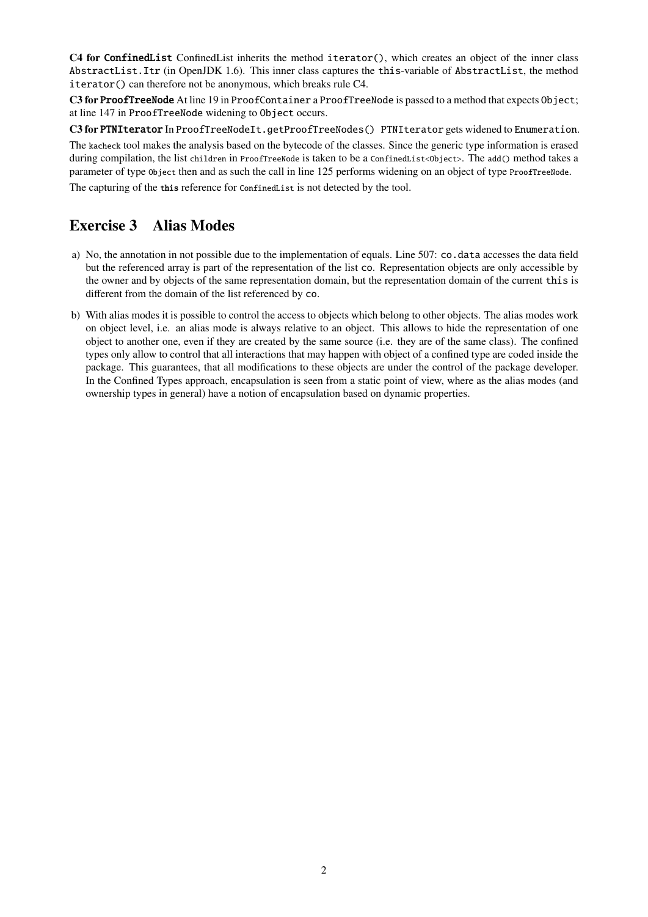**C4 for `ConfinedList`** ConfinedList inherits the method `iterator()`, which creates an object of the inner class `AbstractList.Itr` (in OpenJDK 1.6). This inner class captures the `this`-variable of `AbstractList`, the method `iterator()` can therefore not be anonymous, which breaks rule C4.

**C3 for `ProofTreeNode`** At line 19 in `ProofContainer` a `ProofTreeNode` is passed to a method that expects `Object`; at line 147 in `ProofTreeNode` widening to `Object` occurs.

**C3 for `PTNIterator`** In `ProofTreeNodeIt.getProofTreeNodes() PTNIterator` gets widened to `Enumeration`.

The `kacheck` tool makes the analysis based on the bytecode of the classes. Since the generic type information is erased during compilation, the list `children` in `ProofTreeNode` is taken to be a `ConfinedList<Object>`. The `add()` method takes a parameter of type `Object` then and as such the call in line 125 performs widening on an object of type `ProofTreeNode`.

The capturing of the **`this`** reference for `ConfinedList` is not detected by the tool.

## Exercise 3 Alias Modes

a) No, the annotation in not possible due to the implementation of equals. Line 507: `co.data` accesses the data field but the referenced array is part of the representation of the list `co`. Representation objects are only accessible by the owner and by objects of the same representation domain, but the representation domain of the current `this` is different from the domain of the list referenced by `co`.

b) With alias modes it is possible to control the access to objects which belong to other objects. The alias modes work on object level, i.e. an alias mode is always relative to an object. This allows to hide the representation of one object to another one, even if they are created by the same source (i.e. they are of the same class). The confined types only allow to control that all interactions that may happen with object of a confined type are coded inside the package. This guarantees, that all modifications to these objects are under the control of the package developer. In the Confined Types approach, encapsulation is seen from a static point of view, where as the alias modes (and ownership types in general) have a notion of encapsulation based on dynamic properties.